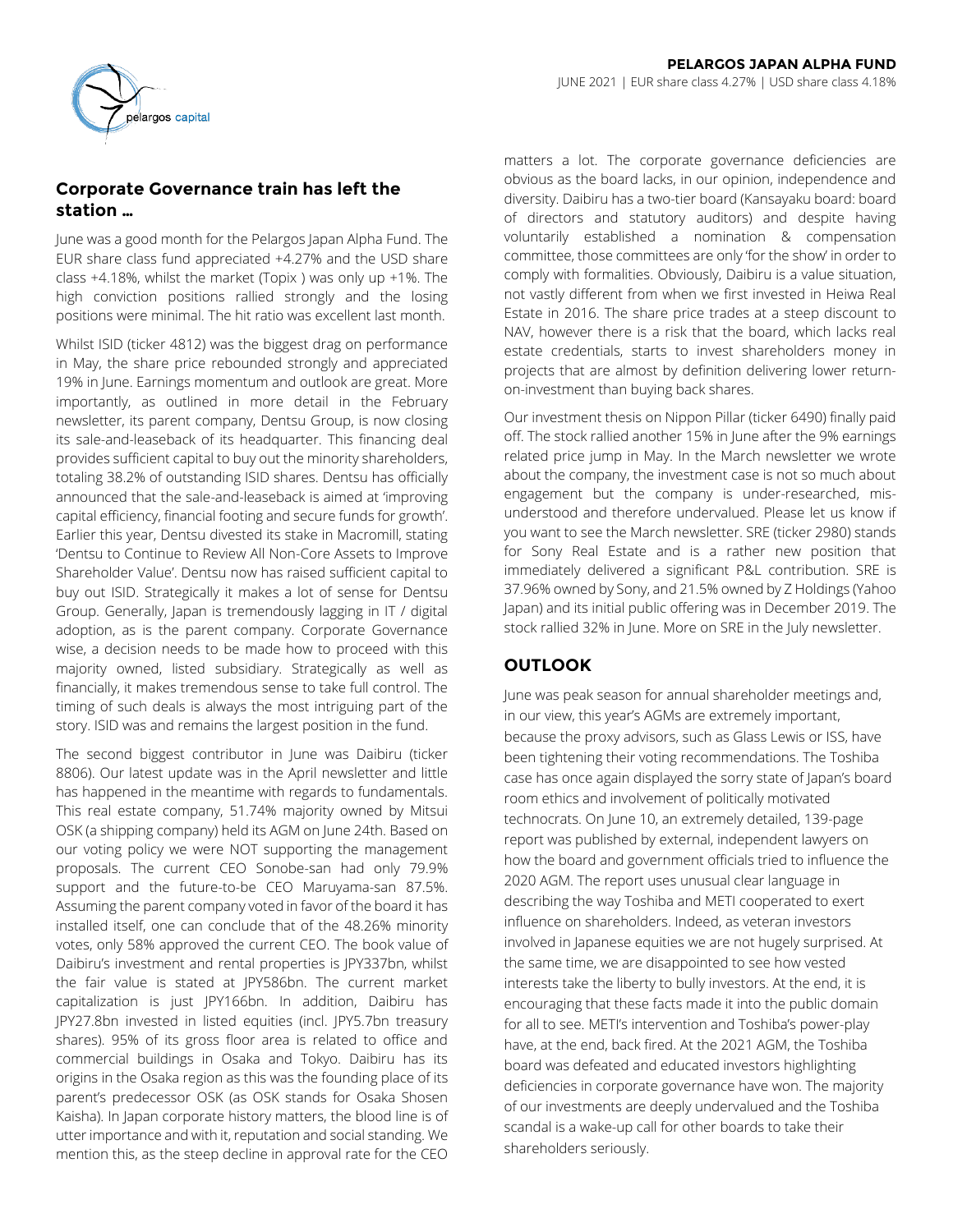**PELARGOS JAPAN ALPHA FUND**

JUNE 2021 | EUR share class 4.27% | USD share class 4.18%

## Corporate Governance train has left the station …

June was a good month for the Pelargos Japan Alpha Fund. The EUR share class fund appreciated +4.27% and the USD share class +4.18%, whilst the market (Topix ) was only up +1%. The high conviction positions rallied strongly and the losing positions were minimal. The hit ratio was excellent last month.

Whilst ISID (ticker 4812) was the biggest drag on performance in May, the share price rebounded strongly and appreciated 19% in June. Earnings momentum and outlook are great. More importantly, as outlined in more detail in the February newsletter, its parent company, Dentsu Group, is now closing its sale-and-leaseback of its headquarter. This financing deal provides sufficient capital to buy out the minority shareholders, totaling 38.2% of outstanding ISID shares. Dentsu has officially announced that the sale-and-leaseback is aimed at 'improving capital efficiency, financial footing and secure funds for growth'. Earlier this year, Dentsu divested its stake in Macromill, stating 'Dentsu to Continue to Review All Non-Core Assets to Improve Shareholder Value'. Dentsu now has raised sufficient capital to buy out ISID. Strategically it makes a lot of sense for Dentsu Group. Generally, Japan is tremendously lagging in IT / digital adoption, as is the parent company. Corporate Governance wise, a decision needs to be made how to proceed with this majority owned, listed subsidiary. Strategically as well as financially, it makes tremendous sense to take full control. The timing of such deals is always the most intriguing part of the story. ISID was and remains the largest position in the fund.

The second biggest contributor in June was Daibiru (ticker 8806). Our latest update was in the April newsletter and little has happened in the meantime with regards to fundamentals. This real estate company, 51.74% majority owned by Mitsui OSK (a shipping company) held its AGM on June 24th. Based on our voting policy we were NOT supporting the management proposals. The current CEO Sonobe-san had only 79.9% support and the future-to-be CEO Maruyama-san 87.5%. Assuming the parent company voted in favor of the board it has installed itself, one can conclude that of the 48.26% minority votes, only 58% approved the current CEO. The book value of Daibiru's investment and rental properties is JPY337bn, whilst the fair value is stated at JPY586bn. The current market capitalization is just JPY166bn. In addition, Daibiru has JPY27.8bn invested in listed equities (incl. JPY5.7bn treasury shares). 95% of its gross floor area is related to office and commercial buildings in Osaka and Tokyo. Daibiru has its origins in the Osaka region as this was the founding place of its parent's predecessor OSK (as OSK stands for Osaka Shosen Kaisha). In Japan corporate history matters, the blood line is of utter importance and with it, reputation and social standing. We mention this, as the steep decline in approval rate for the CEO matters a lot. The corporate governance deficiencies are obvious as the board lacks, in our opinion, independence and diversity. Daibiru has a two-tier board (Kansayaku board: board of directors and statutory auditors) and despite having voluntarily established a nomination & compensation committee, those committees are only 'for the show' in order to comply with formalities. Obviously, Daibiru is a value situation, not vastly different from when we first invested in Heiwa Real Estate in 2016. The share price trades at a steep discount to NAV, however there is a risk that the board, which lacks real estate credentials, starts to invest shareholders money in projects that are almost by definition delivering lower return-on-investment than buying back shares.

Our investment thesis on Nippon Pillar (ticker 6490) finally paid off. The stock rallied another 15% in June after the 9% earnings related price jump in May. In the March newsletter we wrote about the company, the investment case is not so much about engagement but the company is under-researched, mis-understood and therefore undervalued. Please let us know if you want to see the March newsletter. SRE (ticker 2980) stands for Sony Real Estate and is a rather new position that immediately delivered a significant P&L contribution. SRE is 37.96% owned by Sony, and 21.5% owned by Z Holdings (Yahoo Japan) and its initial public offering was in December 2019. The stock rallied 32% in June. More on SRE in the July newsletter.

## OUTLOOK

June was peak season for annual shareholder meetings and, in our view, this year's AGMs are extremely important, because the proxy advisors, such as Glass Lewis or ISS, have been tightening their voting recommendations. The Toshiba case has once again displayed the sorry state of Japan's board room ethics and involvement of politically motivated technocrats. On June 10, an extremely detailed, 139-page report was published by external, independent lawyers on how the board and government officials tried to influence the 2020 AGM. The report uses unusual clear language in describing the way Toshiba and METI cooperated to exert influence on shareholders. Indeed, as veteran investors involved in Japanese equities we are not hugely surprised. At the same time, we are disappointed to see how vested interests take the liberty to bully investors. At the end, it is encouraging that these facts made it into the public domain for all to see. METI's intervention and Toshiba's power-play have, at the end, back fired. At the 2021 AGM, the Toshiba board was defeated and educated investors highlighting deficiencies in corporate governance have won. The majority of our investments are deeply undervalued and the Toshiba scandal is a wake-up call for other boards to take their shareholders seriously.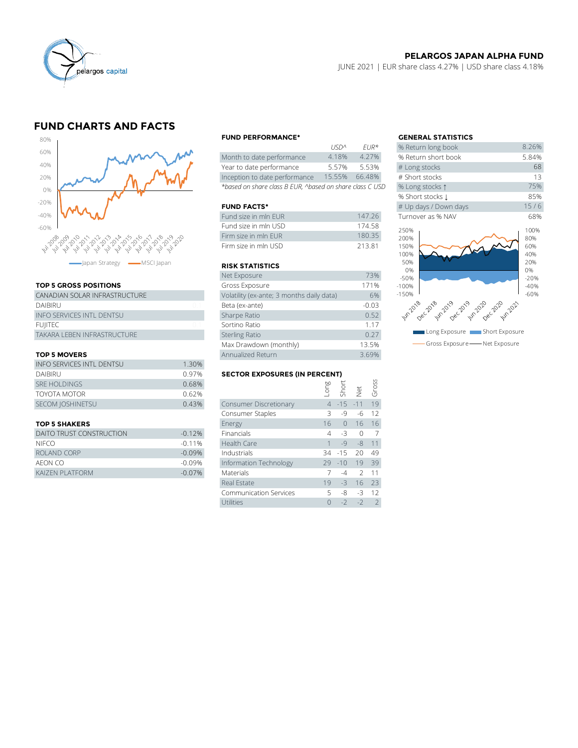**PELARGOS JAPAN ALPHA FUND**

JUNE 2021 | EUR share class 4.27% | USD share class 4.18%

## FUND CHARTS AND FACTS

Japan Strategy — MSCI Japan

### TOP 5 GROSS POSITIONS

| |
|---|
| CANADIAN SOLAR INFRASTRUCTURE |
| DAIBIRU |
| INFO SERVICES INTL DENTSU |
| FUJITEC |
| TAKARA LEBEN INFRASTRUCTURE |

### TOP 5 MOVERS

| | |
|---|---|
| INFO SERVICES INTL DENTSU | 1.30% |
| DAIBIRU | 0.97% |
| SRE HOLDINGS | 0.68% |
| TOYOTA MOTOR | 0.62% |
| SECOM JOSHINETSU | 0.43% |

### TOP 5 SHAKERS

| | |
|---|---|
| DAITO TRUST CONSTRUCTION | -0.12% |
| NIFCO | -0.11% |
| ROLAND CORP | -0.09% |
| AEON CO | -0.09% |
| KAIZEN PLATFORM | -0.07% |

### FUND PERFORMANCE*

| | USD^ | EUR* |
|---|---|---|
| Month to date performance | 4.18% | 4.27% |
| Year to date performance | 5.57% | 5.53% |
| Inception to date performance | 15.55% | 66.48% |

*based on share class B EUR, ^based on share class C USD

### FUND FACTS*

| | |
|---|---|
| Fund size in mln EUR | 147.26 |
| Fund size in mln USD | 174.58 |
| Firm size in mln EUR | 180.35 |
| Firm size in mln USD | 213.81 |

### RISK STATISTICS

| | |
|---|---|
| Net Exposure | 73% |
| Gross Exposure | 171% |
| Volatility (ex-ante; 3 months daily data) | 6% |
| Beta (ex-ante) | -0.03 |
| Sharpe Ratio | 0.52 |
| Sortino Ratio | 1.17 |
| Sterling Ratio | 0.27 |
| Max Drawdown (monthly) | 13.5% |
| Annualized Return | 3.69% |

### SECTOR EXPOSURES (IN PERCENT)

| | Long | Short | Net | Gross |
|---|---|---|---|---|
| Consumer Discretionary | 4 | -15 | -11 | 19 |
| Consumer Staples | 3 | -9 | -6 | 12 |
| Energy | 16 | 0 | 16 | 16 |
| Financials | 4 | -3 | 0 | 7 |
| Health Care | 1 | -9 | -8 | 11 |
| Industrials | 34 | -15 | 20 | 49 |
| Information Technology | 29 | -10 | 19 | 39 |
| Materials | 7 | -4 | 2 | 11 |
| Real Estate | 19 | -3 | 16 | 23 |
| Communication Services | 5 | -8 | -3 | 12 |
| Utilities | 0 | -2 | -2 | 2 |

### GENERAL STATISTICS

| | |
|---|---|
| % Return long book | 8.26% |
| % Return short book | 5.84% |
| # Long stocks | 68 |
| # Short stocks | 13 |
| % Long stocks ↑ | 75% |
| % Short stocks ↓ | 85% |
| # Up days / Down days | 15 / 6 |
| Turnover as % NAV | 68% |

Long Exposure — Short Exposure — Gross Exposure — Net Exposure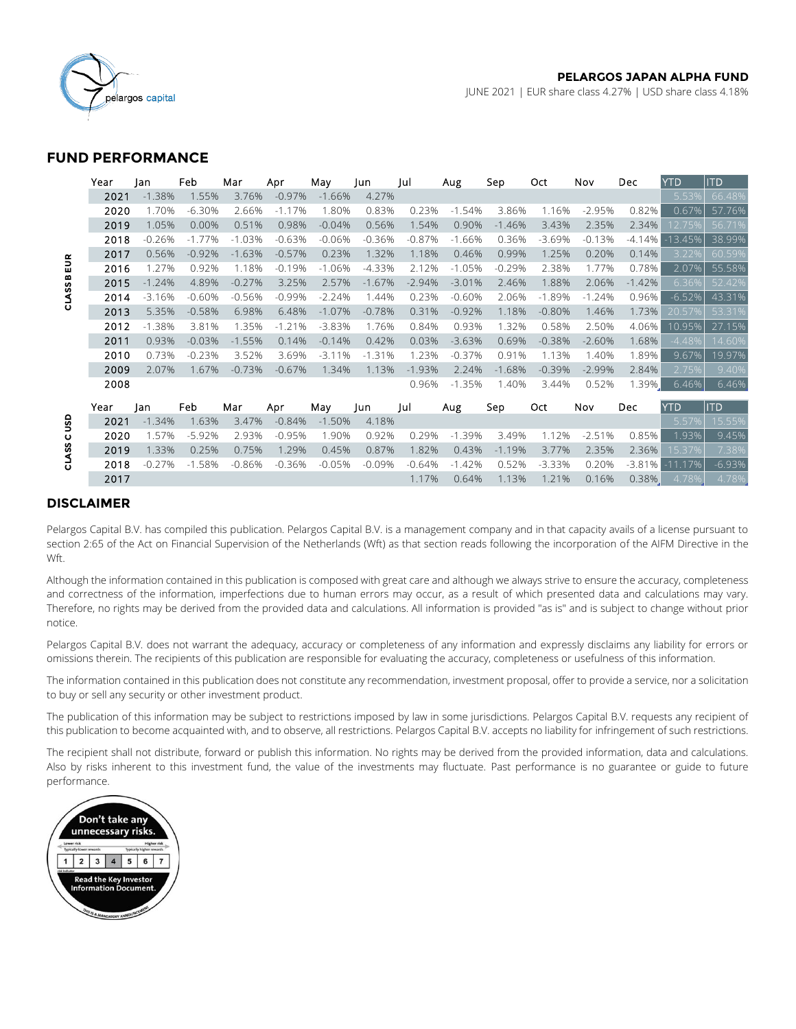**PELARGOS JAPAN ALPHA FUND**

JUNE 2021 | EUR share class 4.27% | USD share class 4.18%

## FUND PERFORMANCE

**CLASS B EUR**

| Year | Jan | Feb | Mar | Apr | May | Jun | Jul | Aug | Sep | Oct | Nov | Dec | YTD | ITD |
|---|---|---|---|---|---|---|---|---|---|---|---|---|---|---|
| 2021 | -1.38% | 1.55% | 3.76% | -0.97% | -1.66% | 4.27% | | | | | | | 5.53% | 66.48% |
| 2020 | 1.70% | -6.30% | 2.66% | -1.17% | 1.80% | 0.83% | 0.23% | -1.54% | 3.86% | 1.16% | -2.95% | 0.82% | 0.67% | 57.76% |
| 2019 | 1.05% | 0.00% | 0.51% | 0.98% | -0.04% | 0.56% | 1.54% | 0.90% | -1.46% | 3.43% | 2.35% | 2.34% | 12.75% | 56.71% |
| 2018 | -0.26% | -1.77% | -1.03% | -0.63% | -0.06% | -0.36% | -0.87% | -1.66% | 0.36% | -3.69% | -0.13% | -4.14% | -13.45% | 38.99% |
| 2017 | 0.56% | -0.92% | -1.63% | -0.57% | 0.23% | 1.32% | 1.18% | 0.46% | 0.99% | 1.25% | 0.20% | 0.14% | 3.22% | 60.59% |
| 2016 | 1.27% | 0.92% | 1.18% | -0.19% | -1.06% | -4.33% | 2.12% | -1.05% | -0.29% | 2.38% | 1.77% | 0.78% | 2.07% | 55.58% |
| 2015 | -1.24% | 4.89% | -0.27% | 3.25% | 2.57% | -1.67% | -2.94% | -3.01% | 2.46% | 1.88% | 2.06% | -1.42% | 6.36% | 52.42% |
| 2014 | -3.16% | -0.60% | -0.56% | -0.99% | -2.24% | 1.44% | 0.23% | -0.60% | 2.06% | -1.89% | -1.24% | 0.96% | -6.52% | 43.31% |
| 2013 | 5.35% | -0.58% | 6.98% | 6.48% | -1.07% | -0.78% | 0.31% | -0.92% | 1.18% | -0.80% | 1.46% | 1.73% | 20.57% | 53.31% |
| 2012 | -1.38% | 3.81% | 1.35% | -1.21% | -3.83% | 1.76% | 0.84% | 0.93% | 1.32% | 0.58% | 2.50% | 4.06% | 10.95% | 27.15% |
| 2011 | 0.93% | -0.03% | -1.55% | 0.14% | -0.14% | 0.42% | 0.03% | -3.63% | 0.69% | -0.38% | -2.60% | 1.68% | -4.48% | 14.60% |
| 2010 | 0.73% | -0.23% | 3.52% | 3.69% | -3.11% | -1.31% | 1.23% | -0.37% | 0.91% | 1.13% | 1.40% | 1.89% | 9.67% | 19.97% |
| 2009 | 2.07% | 1.67% | -0.73% | -0.67% | 1.34% | 1.13% | -1.93% | 2.24% | -1.68% | -0.39% | -2.99% | 2.84% | 2.75% | 9.40% |
| 2008 | | | | | | | 0.96% | -1.35% | 1.40% | 3.44% | 0.52% | 1.39% | 6.46% | 6.46% |

**CLASS C USD**

| Year | Jan | Feb | Mar | Apr | May | Jun | Jul | Aug | Sep | Oct | Nov | Dec | YTD | ITD |
|---|---|---|---|---|---|---|---|---|---|---|---|---|---|---|
| 2021 | -1.34% | 1.63% | 3.47% | -0.84% | -1.50% | 4.18% | | | | | | | 5.57% | 15.55% |
| 2020 | 1.57% | -5.92% | 2.93% | -0.95% | 1.90% | 0.92% | 0.29% | -1.39% | 3.49% | 1.12% | -2.51% | 0.85% | 1.93% | 9.45% |
| 2019 | 1.33% | 0.25% | 0.75% | 1.29% | 0.45% | 0.87% | 1.82% | 0.43% | -1.19% | 3.77% | 2.35% | 2.36% | 15.37% | 7.38% |
| 2018 | -0.27% | -1.58% | -0.86% | -0.36% | -0.05% | -0.09% | -0.64% | -1.42% | 0.52% | -3.33% | 0.20% | -3.81% | -11.17% | -6.93% |
| 2017 | | | | | | | 1.17% | 0.64% | 1.13% | 1.21% | 0.16% | 0.38% | 4.78% | 4.78% |

## DISCLAIMER

Pelargos Capital B.V. has compiled this publication. Pelargos Capital B.V. is a management company and in that capacity avails of a license pursuant to section 2:65 of the Act on Financial Supervision of the Netherlands (Wft) as that section reads following the incorporation of the AIFM Directive in the Wft.

Although the information contained in this publication is composed with great care and although we always strive to ensure the accuracy, completeness and correctness of the information, imperfections due to human errors may occur, as a result of which presented data and calculations may vary. Therefore, no rights may be derived from the provided data and calculations. All information is provided "as is" and is subject to change without prior notice.

Pelargos Capital B.V. does not warrant the adequacy, accuracy or completeness of any information and expressly disclaims any liability for errors or omissions therein. The recipients of this publication are responsible for evaluating the accuracy, completeness or usefulness of this information.

The information contained in this publication does not constitute any recommendation, investment proposal, offer to provide a service, nor a solicitation to buy or sell any security or other investment product.

The publication of this information may be subject to restrictions imposed by law in some jurisdictions. Pelargos Capital B.V. requests any recipient of this publication to become acquainted with, and to observe, all restrictions. Pelargos Capital B.V. accepts no liability for infringement of such restrictions.

The recipient shall not distribute, forward or publish this information. No rights may be derived from the provided information, data and calculations. Also by risks inherent to this investment fund, the value of the investments may fluctuate. Past performance is no guarantee or guide to future performance.

Don't take any unnecessary risks.

Lower risk — Higher risk

Typically lower rewards — Typically higher rewards

1 2 3 4 5 6 7

Risk indicator

Read the Key Investor Information Document.

THIS IS A MANDATORY ANNOUNCEMENT